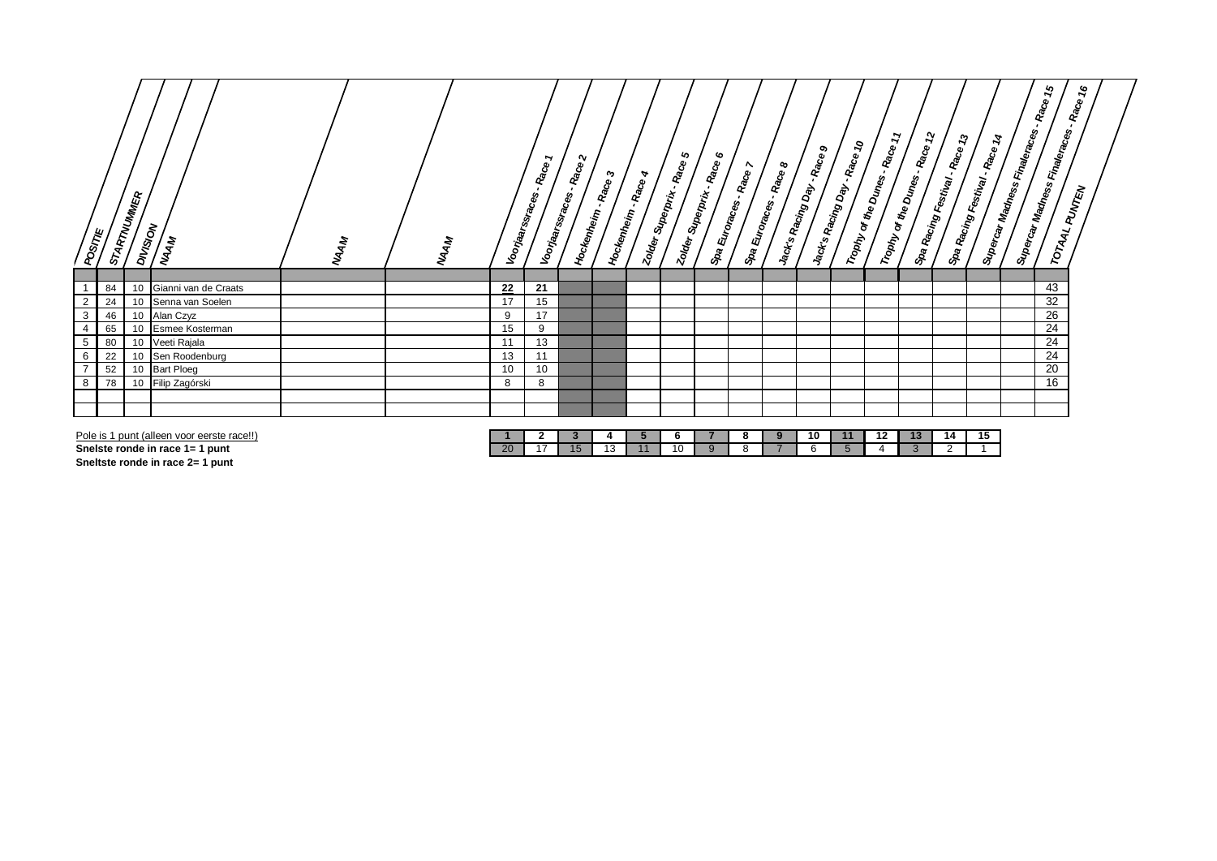| POSITIE | STARTNUMMER | DIVISION | NAAM | NAAM | NAAM | Voorjaarsraces - Race 1 | Voorjaarsraces - Race 2 | Hockenheim - Race 3 | Hockenheim - Race 4 | Zolder Superprix - Race 5 | Zolder Superprix - Race 6 | Spa Euroraces - Race 7 | Spa Euroraces - Race 8 | Jack's Racing Day - Race 9 | Jack's Racing Day - Race 10 | Trophy of the Dunes - Race 11 | Trophy of the Dunes - Race 12 | Spa Racing Festival - Race 13 | Spa Racing Festival - Race 14 | Supercar Madness Finaleraces - Race 15 | Supercar Madness Finaleraces - Race 16 | TOTAAL PUNTEN |
|---|---|---|---|---|---|---|---|---|---|---|---|---|---|---|---|---|---|---|---|---|---|---|
| 1 | 84 | 10 | Gianni van de Craats | | | **22** | **21** | | | | | | | | | | | | | | | 43 |
| 2 | 24 | 10 | Senna van Soelen | | | 17 | 15 | | | | | | | | | | | | | | | 32 |
| 3 | 46 | 10 | Alan Czyz | | | 9 | 17 | | | | | | | | | | | | | | | 26 |
| 4 | 65 | 10 | Esmee Kosterman | | | 15 | 9 | | | | | | | | | | | | | | | 24 |
| 5 | 80 | 10 | Veeti Rajala | | | 11 | 13 | | | | | | | | | | | | | | | 24 |
| 6 | 22 | 10 | Sen Roodenburg | | | 13 | 11 | | | | | | | | | | | | | | | 24 |
| 7 | 52 | 10 | Bart Ploeg | | | 10 | 10 | | | | | | | | | | | | | | | 20 |
| 8 | 78 | 10 | Filip Zagórski | | | 8 | 8 | | | | | | | | | | | | | | | 16 |

Pole is 1 punt (alleen voor eerste race!!)
**Snelste ronde in race 1= 1 punt**
**Sneltste ronde in race 2= 1 punt**

| 1 | 2 | 3 | 4 | 5 | 6 | 7 | 8 | 9 | 10 | 11 | 12 | 13 | 14 | 15 |
|---|---|---|---|---|---|---|---|---|---|---|---|---|---|---|
| 20 | 17 | 15 | 13 | 11 | 10 | 9 | 8 | 7 | 6 | 5 | 4 | 3 | 2 | 1 |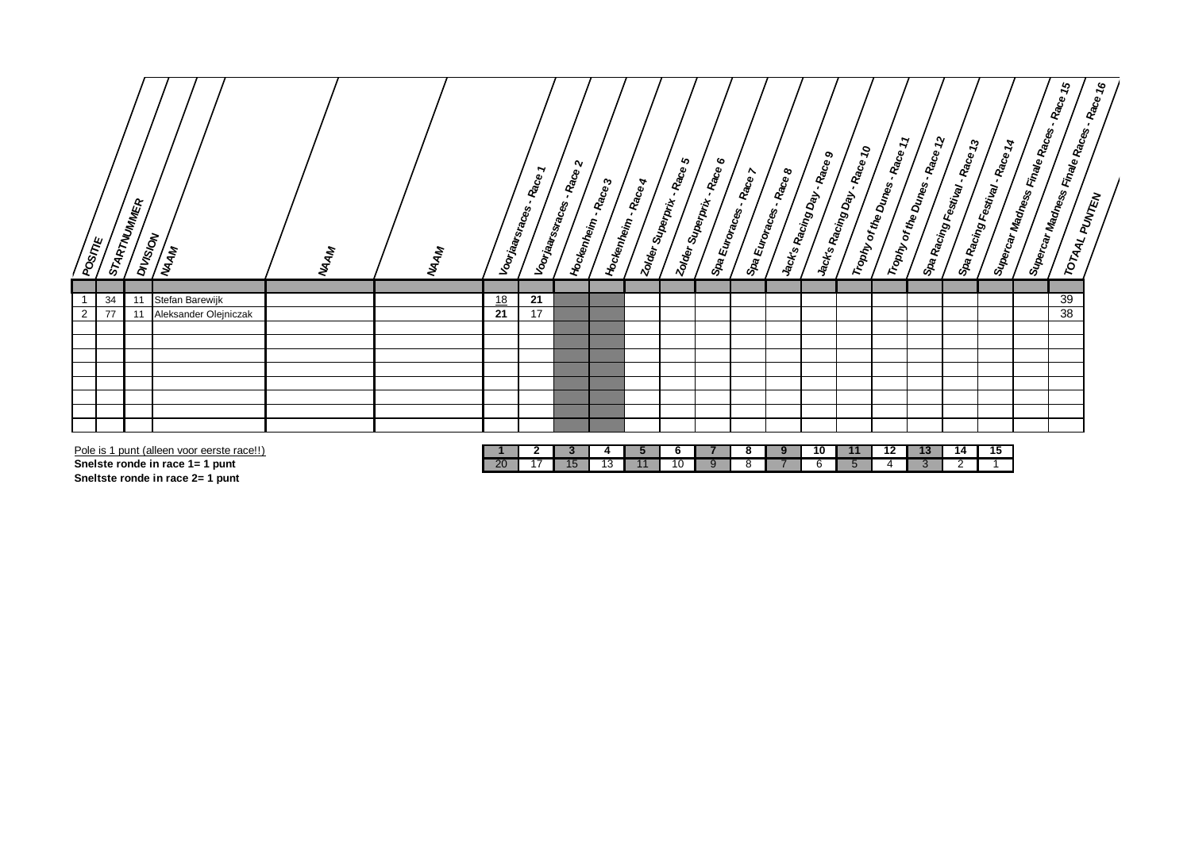| POSITIE | STARTNUMMER | DIVISION | NAAM | NAAM | NAAM | Voorjaarsraces - Race 1 | Voorjaarssraces - Race 2 | Hockenheim - Race 3 | Hockenheim - Race 4 | Zolder Superprix - Race 5 | Zolder Superprix - Race 6 | Spa Euroraces - Race 7 | Spa Euroraces - Race 8 | Jack's Racing Day - Race 9 | Jack's Racing Day - Race 10 | Trophy of the Dunes - Race 11 | Trophy of the Dunes - Race 12 | Spa Racing Festival - Race 13 | Spa Racing Festival - Race 14 | Supercar Madness Finale Races - Race 15 | Supercar Madness Finale Races - Race 16 | TOTAAL PUNTEN |
|---|---|---|---|---|---|---|---|---|---|---|---|---|---|---|---|---|---|---|---|---|---|---|
| 1 | 34 | 11 | Stefan Barewijk | | | 18 | **21** | | | | | | | | | | | | | | | 39 |
| 2 | 77 | 11 | Aleksander Olejniczak | | | **21** | 17 | | | | | | | | | | | | | | | 38 |

Pole is 1 punt (alleen voor eerste race!!)

**Snelste ronde in race 1= 1 punt**

**Sneltste ronde in race 2= 1 punt**

| 1 | 2 | 3 | 4 | 5 | 6 | 7 | 8 | 9 | 10 | 11 | 12 | 13 | 14 | 15 |
|---|---|---|---|---|---|---|---|---|---|---|---|---|---|---|
| 20 | 17 | 15 | 13 | 11 | 10 | 9 | 8 | 7 | 6 | 5 | 4 | 3 | 2 | 1 |